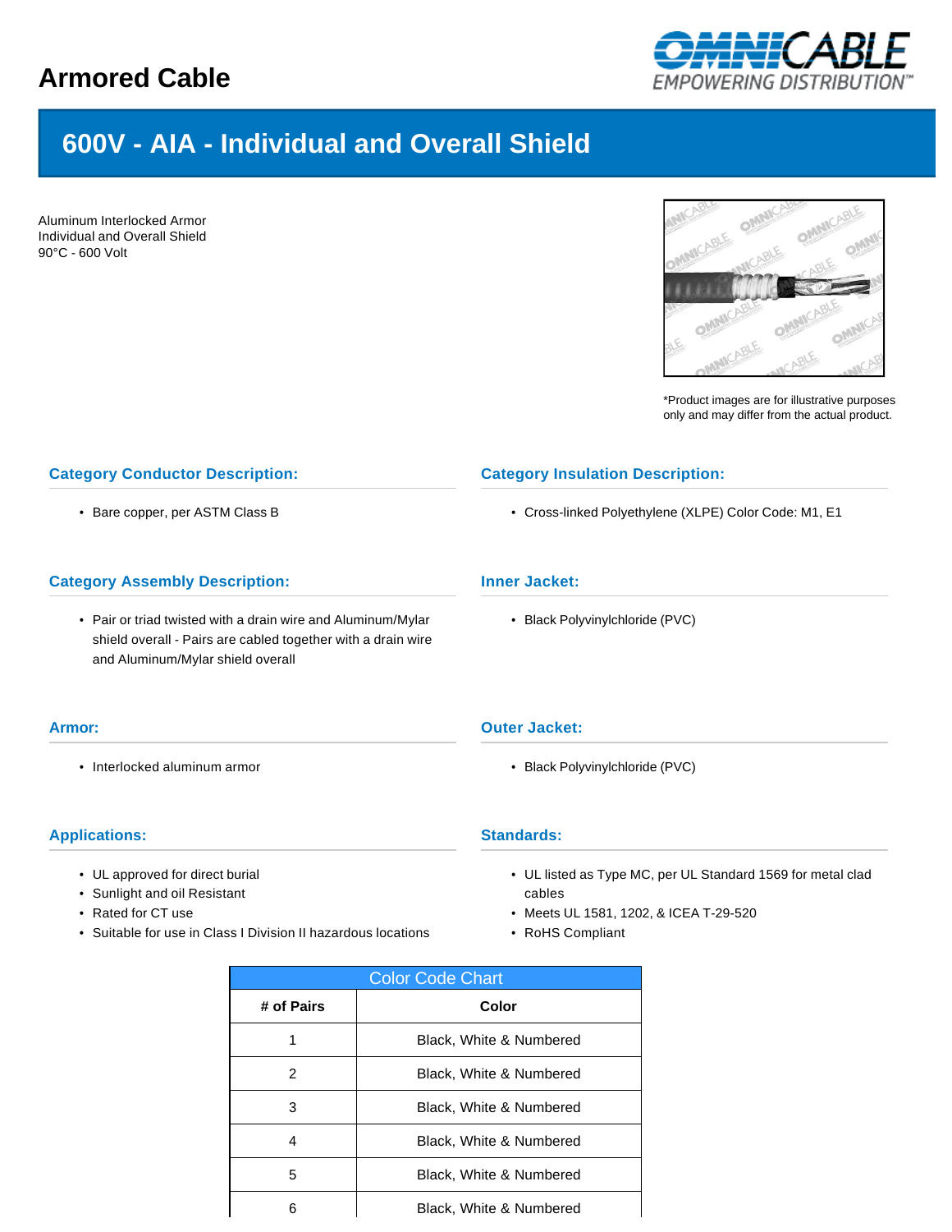# Armored Cable

## 600V - AIA - Individual and Overall Shield

Aluminum Interlocked Armor
Individual and Overall Shield
90°C - 600 Volt

*Product images are for illustrative purposes only and may differ from the actual product.

### Category Conductor Description:

- Bare copper, per ASTM Class B

### Category Insulation Description:

- Cross-linked Polyethylene (XLPE) Color Code: M1, E1

### Category Assembly Description:

- Pair or triad twisted with a drain wire and Aluminum/Mylar shield overall - Pairs are cabled together with a drain wire and Aluminum/Mylar shield overall

### Inner Jacket:

- Black Polyvinylchloride (PVC)

### Armor:

- Interlocked aluminum armor

### Outer Jacket:

- Black Polyvinylchloride (PVC)

### Applications:

- UL approved for direct burial
- Sunlight and oil Resistant
- Rated for CT use
- Suitable for use in Class I Division II hazardous locations

### Standards:

- UL listed as Type MC, per UL Standard 1569 for metal clad cables
- Meets UL 1581, 1202, & ICEA T-29-520
- RoHS Compliant

**Color Code Chart**

| # of Pairs | Color |
|---|---|
| 1 | Black, White & Numbered |
| 2 | Black, White & Numbered |
| 3 | Black, White & Numbered |
| 4 | Black, White & Numbered |
| 5 | Black, White & Numbered |
| 6 | Black, White & Numbered |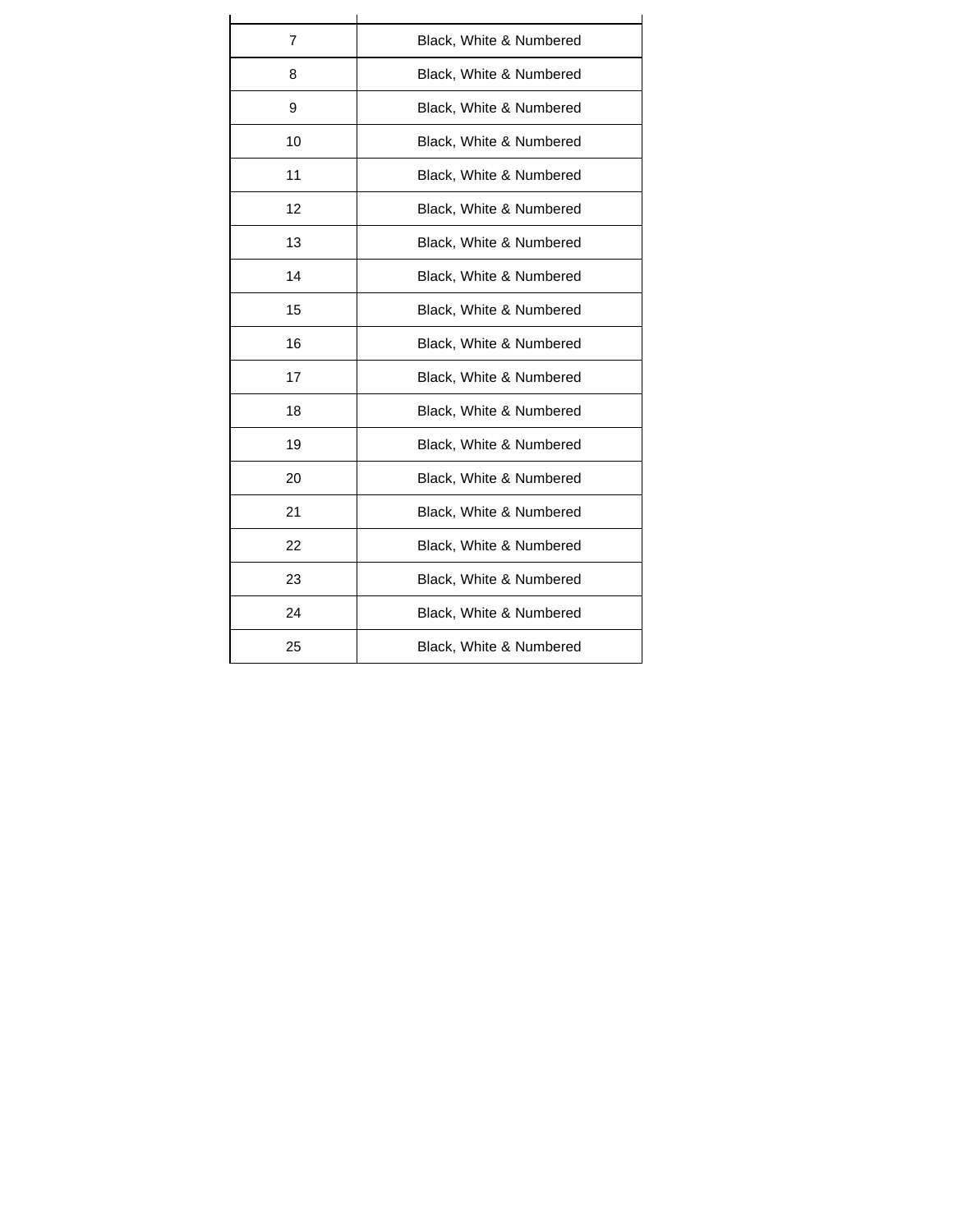| | |
|---|---|
| 7 | Black, White & Numbered |
| 8 | Black, White & Numbered |
| 9 | Black, White & Numbered |
| 10 | Black, White & Numbered |
| 11 | Black, White & Numbered |
| 12 | Black, White & Numbered |
| 13 | Black, White & Numbered |
| 14 | Black, White & Numbered |
| 15 | Black, White & Numbered |
| 16 | Black, White & Numbered |
| 17 | Black, White & Numbered |
| 18 | Black, White & Numbered |
| 19 | Black, White & Numbered |
| 20 | Black, White & Numbered |
| 21 | Black, White & Numbered |
| 22 | Black, White & Numbered |
| 23 | Black, White & Numbered |
| 24 | Black, White & Numbered |
| 25 | Black, White & Numbered |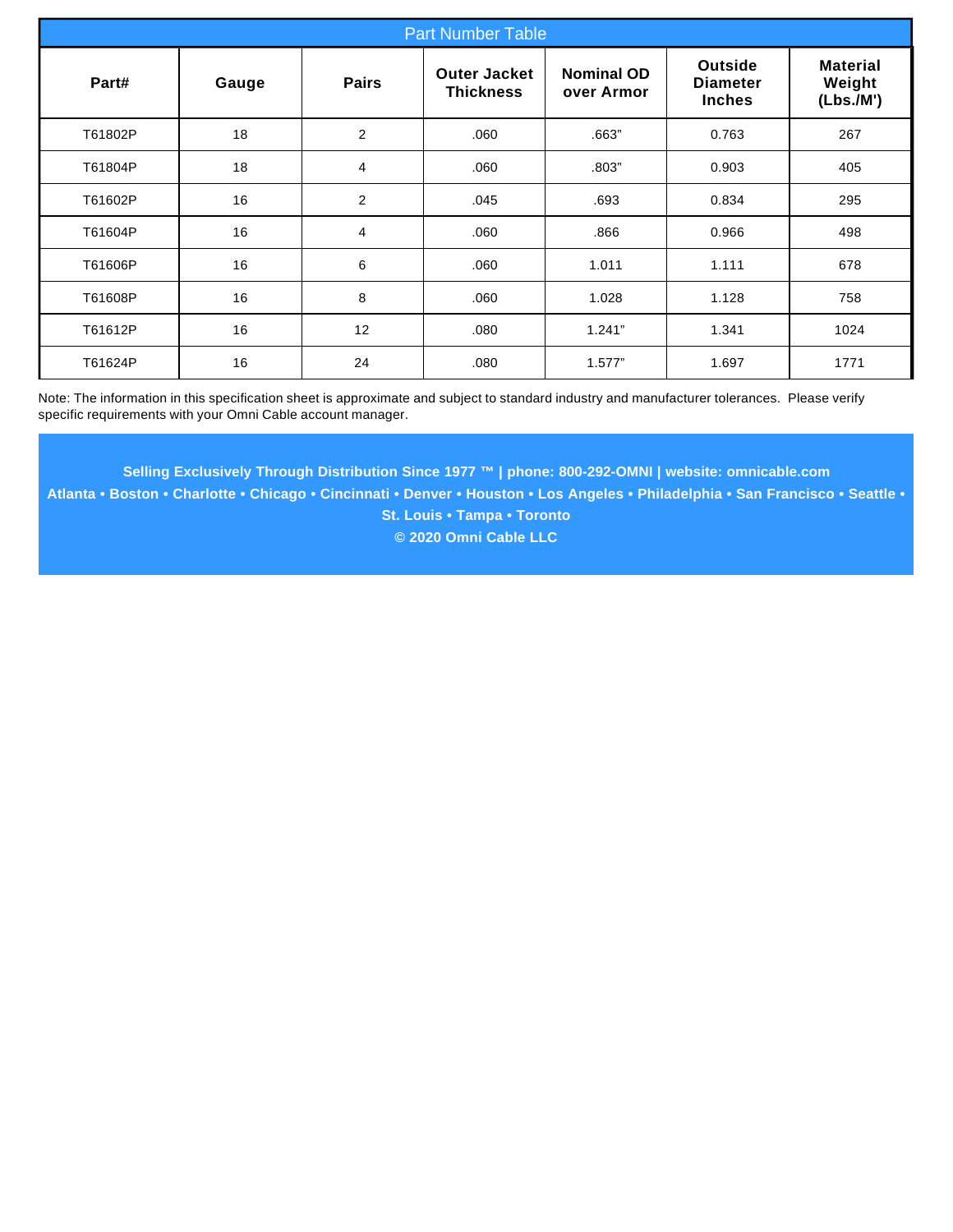## Part Number Table

| Part# | Gauge | Pairs | Outer Jacket Thickness | Nominal OD over Armor | Outside Diameter Inches | Material Weight (Lbs./M') |
|---|---|---|---|---|---|---|
| T61802P | 18 | 2 | .060 | .663" | 0.763 | 267 |
| T61804P | 18 | 4 | .060 | .803" | 0.903 | 405 |
| T61602P | 16 | 2 | .045 | .693 | 0.834 | 295 |
| T61604P | 16 | 4 | .060 | .866 | 0.966 | 498 |
| T61606P | 16 | 6 | .060 | 1.011 | 1.111 | 678 |
| T61608P | 16 | 8 | .060 | 1.028 | 1.128 | 758 |
| T61612P | 16 | 12 | .080 | 1.241" | 1.341 | 1024 |
| T61624P | 16 | 24 | .080 | 1.577" | 1.697 | 1771 |

Note: The information in this specification sheet is approximate and subject to standard industry and manufacturer tolerances. Please verify specific requirements with your Omni Cable account manager.

**Selling Exclusively Through Distribution Since 1977 ™ | phone: 800-292-OMNI | website: omnicable.com**

**Atlanta • Boston • Charlotte • Chicago • Cincinnati • Denver • Houston • Los Angeles • Philadelphia • San Francisco • Seattle • St. Louis • Tampa • Toronto**

**© 2020 Omni Cable LLC**